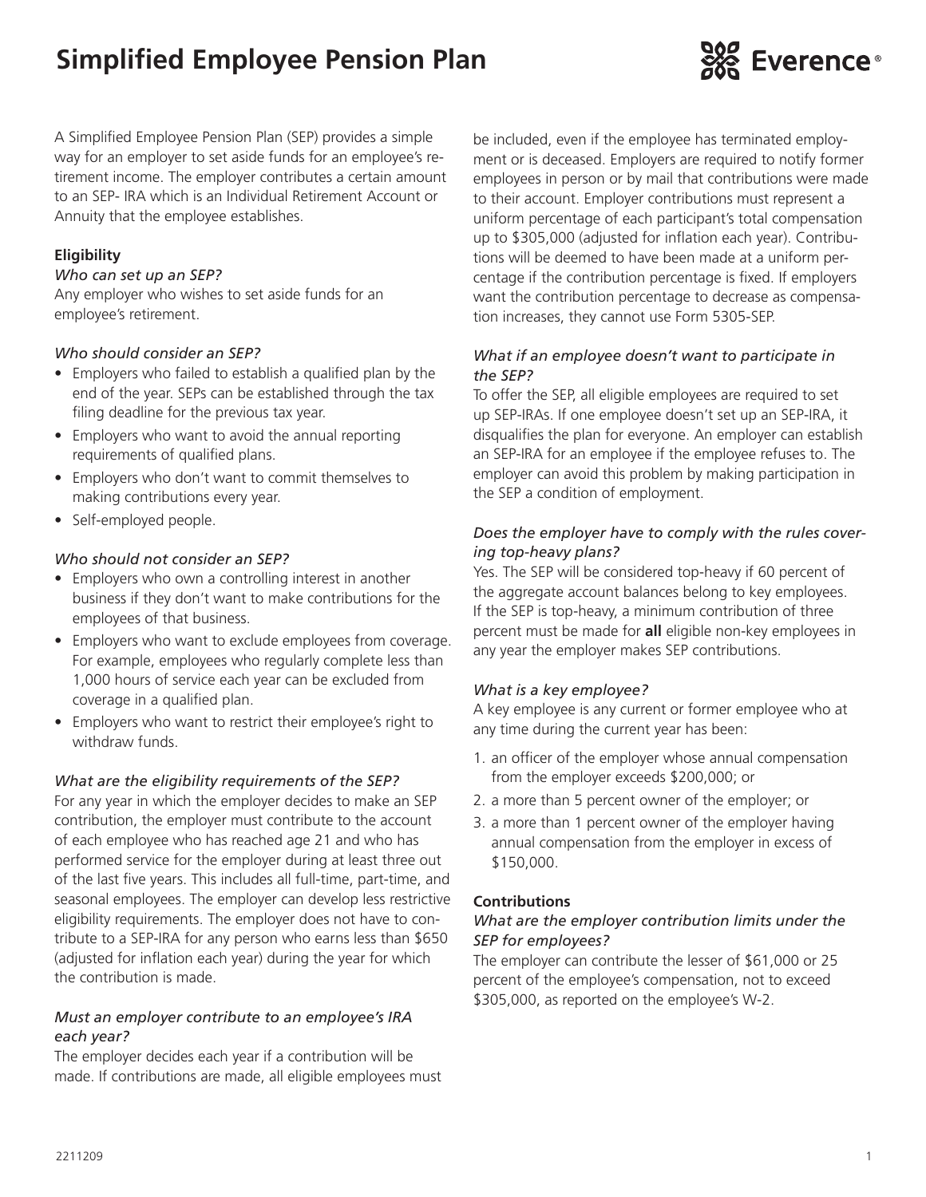# Simplified Employee Pension Plan

A Simplified Employee Pension Plan (SEP) provides a simple way for an employer to set aside funds for an employee's retirement income. The employer contributes a certain amount to an SEP- IRA which is an Individual Retirement Account or Annuity that the employee establishes.

### Eligibility

*Who can set up an SEP?*

Any employer who wishes to set aside funds for an employee's retirement.

*Who should consider an SEP?*

- Employers who failed to establish a qualified plan by the end of the year. SEPs can be established through the tax filing deadline for the previous tax year.
- Employers who want to avoid the annual reporting requirements of qualified plans.
- Employers who don't want to commit themselves to making contributions every year.
- Self-employed people.

*Who should not consider an SEP?*

- Employers who own a controlling interest in another business if they don't want to make contributions for the employees of that business.
- Employers who want to exclude employees from coverage. For example, employees who regularly complete less than 1,000 hours of service each year can be excluded from coverage in a qualified plan.
- Employers who want to restrict their employee's right to withdraw funds.

*What are the eligibility requirements of the SEP?*

For any year in which the employer decides to make an SEP contribution, the employer must contribute to the account of each employee who has reached age 21 and who has performed service for the employer during at least three out of the last five years. This includes all full-time, part-time, and seasonal employees. The employer can develop less restrictive eligibility requirements. The employer does not have to contribute to a SEP-IRA for any person who earns less than $650 (adjusted for inflation each year) during the year for which the contribution is made.

*Must an employer contribute to an employee's IRA each year?*

The employer decides each year if a contribution will be made. If contributions are made, all eligible employees must be included, even if the employee has terminated employment or is deceased. Employers are required to notify former employees in person or by mail that contributions were made to their account. Employer contributions must represent a uniform percentage of each participant's total compensation up to $305,000 (adjusted for inflation each year). Contributions will be deemed to have been made at a uniform percentage if the contribution percentage is fixed. If employers want the contribution percentage to decrease as compensation increases, they cannot use Form 5305-SEP.

*What if an employee doesn't want to participate in the SEP?*

To offer the SEP, all eligible employees are required to set up SEP-IRAs. If one employee doesn't set up an SEP-IRA, it disqualifies the plan for everyone. An employer can establish an SEP-IRA for an employee if the employee refuses to. The employer can avoid this problem by making participation in the SEP a condition of employment.

*Does the employer have to comply with the rules covering top-heavy plans?*

Yes. The SEP will be considered top-heavy if 60 percent of the aggregate account balances belong to key employees. If the SEP is top-heavy, a minimum contribution of three percent must be made for **all** eligible non-key employees in any year the employer makes SEP contributions.

*What is a key employee?*

A key employee is any current or former employee who at any time during the current year has been:

1. an officer of the employer whose annual compensation from the employer exceeds $200,000; or
2. a more than 5 percent owner of the employer; or
3. a more than 1 percent owner of the employer having annual compensation from the employer in excess of $150,000.

### Contributions

*What are the employer contribution limits under the SEP for employees?*

The employer can contribute the lesser of $61,000 or 25 percent of the employee's compensation, not to exceed $305,000, as reported on the employee's W-2.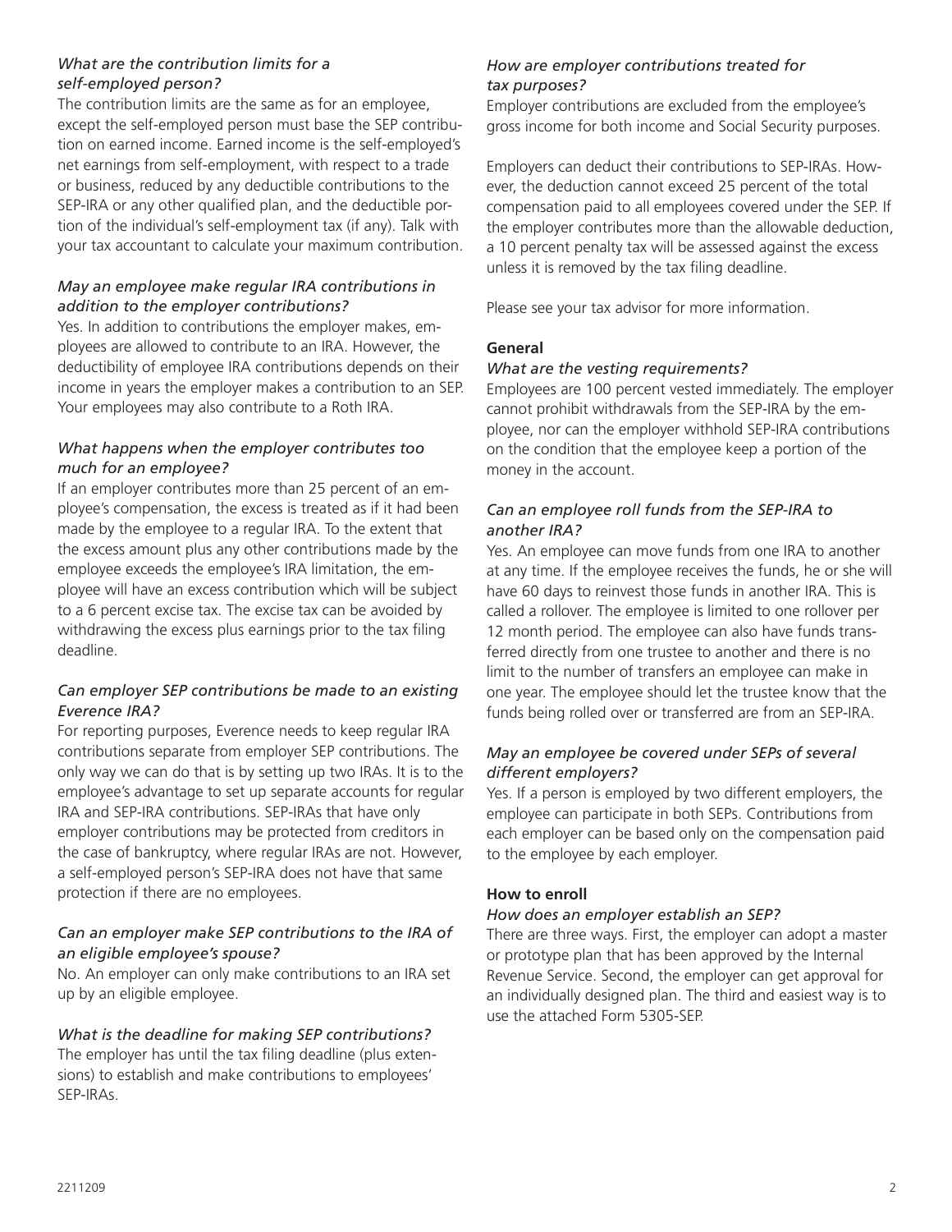*What are the contribution limits for a self-employed person?*

The contribution limits are the same as for an employee, except the self-employed person must base the SEP contribution on earned income. Earned income is the self-employed's net earnings from self-employment, with respect to a trade or business, reduced by any deductible contributions to the SEP-IRA or any other qualified plan, and the deductible portion of the individual's self-employment tax (if any). Talk with your tax accountant to calculate your maximum contribution.

*May an employee make regular IRA contributions in addition to the employer contributions?*

Yes. In addition to contributions the employer makes, employees are allowed to contribute to an IRA. However, the deductibility of employee IRA contributions depends on their income in years the employer makes a contribution to an SEP. Your employees may also contribute to a Roth IRA.

*What happens when the employer contributes too much for an employee?*

If an employer contributes more than 25 percent of an employee's compensation, the excess is treated as if it had been made by the employee to a regular IRA. To the extent that the excess amount plus any other contributions made by the employee exceeds the employee's IRA limitation, the employee will have an excess contribution which will be subject to a 6 percent excise tax. The excise tax can be avoided by withdrawing the excess plus earnings prior to the tax filing deadline.

*Can employer SEP contributions be made to an existing Everence IRA?*

For reporting purposes, Everence needs to keep regular IRA contributions separate from employer SEP contributions. The only way we can do that is by setting up two IRAs. It is to the employee's advantage to set up separate accounts for regular IRA and SEP-IRA contributions. SEP-IRAs that have only employer contributions may be protected from creditors in the case of bankruptcy, where regular IRAs are not. However, a self-employed person's SEP-IRA does not have that same protection if there are no employees.

*Can an employer make SEP contributions to the IRA of an eligible employee's spouse?*

No. An employer can only make contributions to an IRA set up by an eligible employee.

*What is the deadline for making SEP contributions?*

The employer has until the tax filing deadline (plus extensions) to establish and make contributions to employees' SEP-IRAs.

*How are employer contributions treated for tax purposes?*

Employer contributions are excluded from the employee's gross income for both income and Social Security purposes.

Employers can deduct their contributions to SEP-IRAs. However, the deduction cannot exceed 25 percent of the total compensation paid to all employees covered under the SEP. If the employer contributes more than the allowable deduction, a 10 percent penalty tax will be assessed against the excess unless it is removed by the tax filing deadline.

Please see your tax advisor for more information.

**General**

*What are the vesting requirements?*

Employees are 100 percent vested immediately. The employer cannot prohibit withdrawals from the SEP-IRA by the employee, nor can the employer withhold SEP-IRA contributions on the condition that the employee keep a portion of the money in the account.

*Can an employee roll funds from the SEP-IRA to another IRA?*

Yes. An employee can move funds from one IRA to another at any time. If the employee receives the funds, he or she will have 60 days to reinvest those funds in another IRA. This is called a rollover. The employee is limited to one rollover per 12 month period. The employee can also have funds transferred directly from one trustee to another and there is no limit to the number of transfers an employee can make in one year. The employee should let the trustee know that the funds being rolled over or transferred are from an SEP-IRA.

*May an employee be covered under SEPs of several different employers?*

Yes. If a person is employed by two different employers, the employee can participate in both SEPs. Contributions from each employer can be based only on the compensation paid to the employee by each employer.

**How to enroll**

*How does an employer establish an SEP?*

There are three ways. First, the employer can adopt a master or prototype plan that has been approved by the Internal Revenue Service. Second, the employer can get approval for an individually designed plan. The third and easiest way is to use the attached Form 5305-SEP.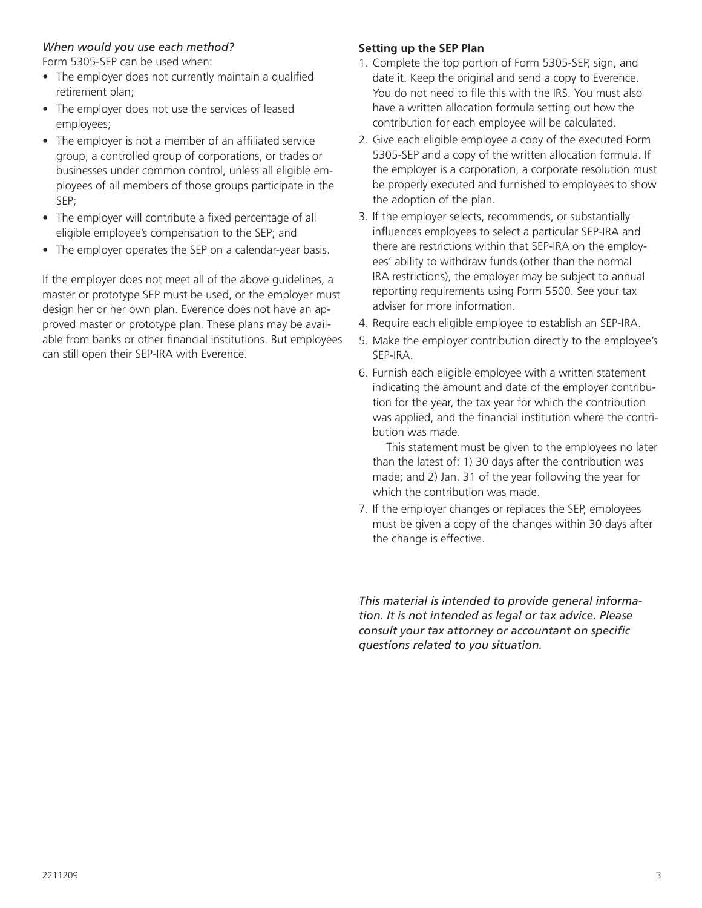*When would you use each method?*

Form 5305-SEP can be used when:

- The employer does not currently maintain a qualified retirement plan;
- The employer does not use the services of leased employees;
- The employer is not a member of an affiliated service group, a controlled group of corporations, or trades or businesses under common control, unless all eligible employees of all members of those groups participate in the SEP;
- The employer will contribute a fixed percentage of all eligible employee's compensation to the SEP; and
- The employer operates the SEP on a calendar-year basis.

If the employer does not meet all of the above guidelines, a master or prototype SEP must be used, or the employer must design her or her own plan. Everence does not have an approved master or prototype plan. These plans may be available from banks or other financial institutions. But employees can still open their SEP-IRA with Everence.

**Setting up the SEP Plan**

1. Complete the top portion of Form 5305-SEP, sign, and date it. Keep the original and send a copy to Everence. You do not need to file this with the IRS. You must also have a written allocation formula setting out how the contribution for each employee will be calculated.
2. Give each eligible employee a copy of the executed Form 5305-SEP and a copy of the written allocation formula. If the employer is a corporation, a corporate resolution must be properly executed and furnished to employees to show the adoption of the plan.
3. If the employer selects, recommends, or substantially influences employees to select a particular SEP-IRA and there are restrictions within that SEP-IRA on the employees' ability to withdraw funds (other than the normal IRA restrictions), the employer may be subject to annual reporting requirements using Form 5500. See your tax adviser for more information.
4. Require each eligible employee to establish an SEP-IRA.
5. Make the employer contribution directly to the employee's SEP-IRA.
6. Furnish each eligible employee with a written statement indicating the amount and date of the employer contribution for the year, the tax year for which the contribution was applied, and the financial institution where the contribution was made.

   This statement must be given to the employees no later than the latest of: 1) 30 days after the contribution was made; and 2) Jan. 31 of the year following the year for which the contribution was made.
7. If the employer changes or replaces the SEP, employees must be given a copy of the changes within 30 days after the change is effective.

*This material is intended to provide general information. It is not intended as legal or tax advice. Please consult your tax attorney or accountant on specific questions related to you situation.*

2211209